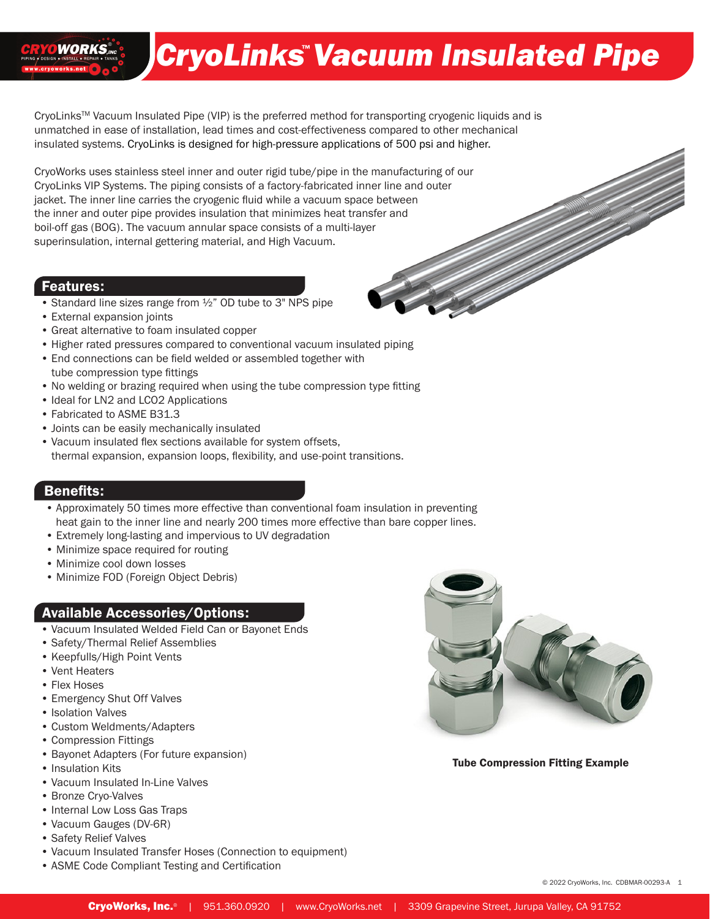# CryoLinks™ Vacuum Insulated Pipe

CryoLinks™ Vacuum Insulated Pipe (VIP) is the preferred method for transporting cryogenic liquids and is unmatched in ease of installation, lead times and cost-effectiveness compared to other mechanical insulated systems. CryoLinks is designed for high-pressure applications of 500 psi and higher.

CryoWorks uses stainless steel inner and outer rigid tube/pipe in the manufacturing of our CryoLinks VIP Systems. The piping consists of a factory-fabricated inner line and outer jacket. The inner line carries the cryogenic fluid while a vacuum space between the inner and outer pipe provides insulation that minimizes heat transfer and boil-off gas (BOG). The vacuum annular space consists of a multi-layer superinsulation, internal gettering material, and High Vacuum.

## Features:

- Standard line sizes range from ½" OD tube to 3" NPS pipe
- External expansion joints
- Great alternative to foam insulated copper
- Higher rated pressures compared to conventional vacuum insulated piping
- End connections can be field welded or assembled together with tube compression type fittings
- No welding or brazing required when using the tube compression type fitting
- Ideal for LN2 and LCO2 Applications
- Fabricated to ASME B31.3
- Joints can be easily mechanically insulated
- Vacuum insulated flex sections available for system offsets, thermal expansion, expansion loops, flexibility, and use-point transitions.

## Benefits:

- Approximately 50 times more effective than conventional foam insulation in preventing heat gain to the inner line and nearly 200 times more effective than bare copper lines.
- Extremely long-lasting and impervious to UV degradation
- Minimize space required for routing
- Minimize cool down losses
- Minimize FOD (Foreign Object Debris)

## Available Accessories/Options:

- Vacuum Insulated Welded Field Can or Bayonet Ends
- Safety/Thermal Relief Assemblies
- Keepfulls/High Point Vents
- Vent Heaters
- Flex Hoses
- Emergency Shut Off Valves
- Isolation Valves
- Custom Weldments/Adapters
- Compression Fittings
- Bayonet Adapters (For future expansion)
- Insulation Kits
- Vacuum Insulated In-Line Valves
- Bronze Cryo-Valves
- Internal Low Loss Gas Traps
- Vacuum Gauges (DV-6R)
- Safety Relief Valves
- Vacuum Insulated Transfer Hoses (Connection to equipment)
- ASME Code Compliant Testing and Certification

**Tube Compression Fitting Example**

© 2022 CryoWorks, Inc. CDBMAR-00293-A

**CryoWorks, Inc.**® | 951.360.0920 | www.CryoWorks.net | 3309 Grapevine Street, Jurupa Valley, CA 91752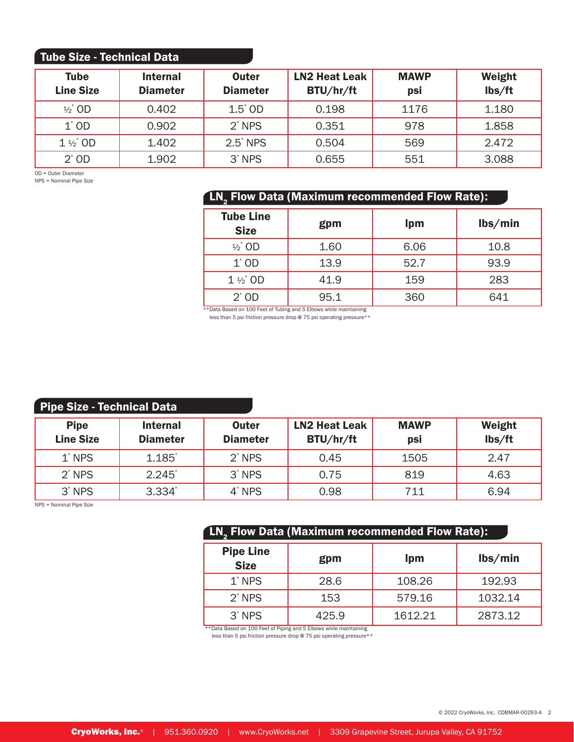## Tube Size - Technical Data

| Tube Line Size | Internal Diameter | Outer Diameter | LN2 Heat Leak BTU/hr/ft | MAWP psi | Weight lbs/ft |
|---|---|---|---|---|---|
| ½" OD | 0.402 | 1.5" OD | 0.198 | 1176 | 1.180 |
| 1" OD | 0.902 | 2" NPS | 0.351 | 978 | 1.858 |
| 1 ½" OD | 1.402 | 2.5" NPS | 0.504 | 569 | 2.472 |
| 2" OD | 1.902 | 3" NPS | 0.655 | 551 | 3.088 |

OD = Outer Diameter
NPS = Nominal Pipe Size

## $LN_2$ Flow Data (Maximum recommended Flow Rate):

| Tube Line Size | gpm | lpm | lbs/min |
|---|---|---|---|
| ½" OD | 1.60 | 6.06 | 10.8 |
| 1" OD | 13.9 | 52.7 | 93.9 |
| 1 ½" OD | 41.9 | 159 | 283 |
| 2" OD | 95.1 | 360 | 641 |

**Data Based on 100 Feet of Tubing and 5 Elbows while maintaining less than 5 psi friction pressure drop @ 75 psi operating pressure**

## Pipe Size - Technical Data

| Pipe Line Size | Internal Diameter | Outer Diameter | LN2 Heat Leak BTU/hr/ft | MAWP psi | Weight lbs/ft |
|---|---|---|---|---|---|
| 1" NPS | 1.185" | 2" NPS | 0.45 | 1505 | 2.47 |
| 2" NPS | 2.245" | 3" NPS | 0.75 | 819 | 4.63 |
| 3" NPS | 3.334" | 4" NPS | 0.98 | 711 | 6.94 |

NPS = Nominal Pipe Size

## $LN_2$ Flow Data (Maximum recommended Flow Rate):

| Pipe Line Size | gpm | lpm | lbs/min |
|---|---|---|---|
| 1" NPS | 28.6 | 108.26 | 192.93 |
| 2" NPS | 153 | 579.16 | 1032.14 |
| 3" NPS | 425.9 | 1612.21 | 2873.12 |

**Data Based on 100 Feet of Piping and 5 Elbows while maintaining less than 5 psi friction pressure drop @ 75 psi operating pressure**

© 2022 CryoWorks, Inc. CDBMAR-00293-A

**CryoWorks, Inc.**® | 951.360.0920 | www.CryoWorks.net | 3309 Grapevine Street, Jurupa Valley, CA 91752